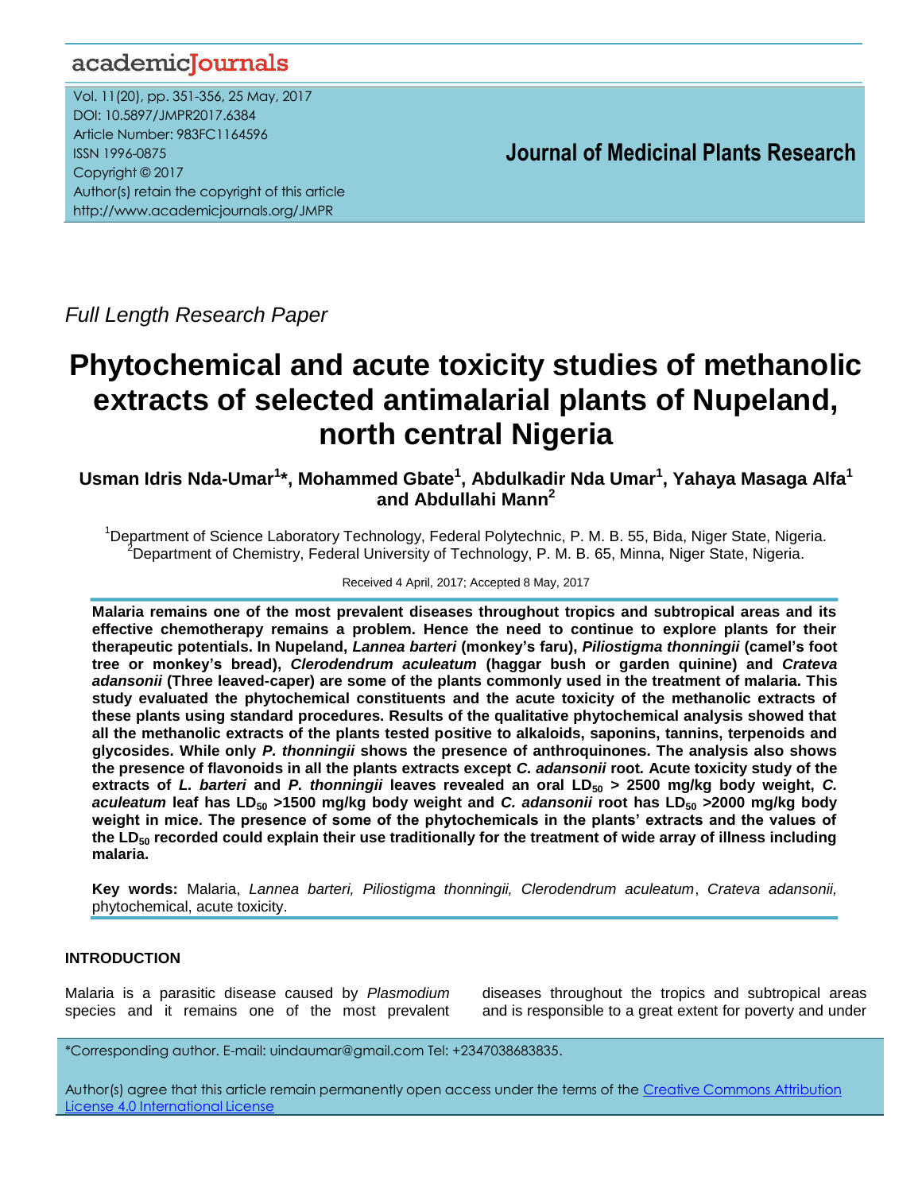Full Length Research Paper

# Phytochemical and acute toxicity studies of methanolic extracts of selected antimalarial plants of Nupeland, north central Nigeria

**Usman Idris Nda-Umar[1]*, Mohammed Gbate[1], Abdulkadir Nda Umar[1], Yahaya Masaga Alfa[1] and Abdullahi Mann[2]**

[1]Department of Science Laboratory Technology, Federal Polytechnic, P. M. B. 55, Bida, Niger State, Nigeria.
[2]Department of Chemistry, Federal University of Technology, P. M. B. 65, Minna, Niger State, Nigeria.

Received 4 April, 2017; Accepted 8 May, 2017

**Malaria remains one of the most prevalent diseases throughout tropics and subtropical areas and its effective chemotherapy remains a problem. Hence the need to continue to explore plants for their therapeutic potentials. In Nupeland, *Lannea barteri* (monkey's faru), *Piliostigma thonningii* (camel's foot tree or monkey's bread), *Clerodendrum aculeatum* (haggar bush or garden quinine) and *Crateva adansonii* (Three leaved-caper) are some of the plants commonly used in the treatment of malaria. This study evaluated the phytochemical constituents and the acute toxicity of the methanolic extracts of these plants using standard procedures. Results of the qualitative phytochemical analysis showed that all the methanolic extracts of the plants tested positive to alkaloids, saponins, tannins, terpenoids and glycosides. While only *P. thonningii* shows the presence of anthroquinones. The analysis also shows the presence of flavonoids in all the plants extracts except *C. adansonii* root. Acute toxicity study of the extracts of *L. barteri* and *P. thonningii* leaves revealed an oral $LD_{50}$ > 2500 mg/kg body weight, *C. aculeatum* leaf has $LD_{50}$ >1500 mg/kg body weight and *C. adansonii* root has $LD_{50}$ >2000 mg/kg body weight in mice. The presence of some of the phytochemicals in the plants' extracts and the values of the $LD_{50}$ recorded could explain their use traditionally for the treatment of wide array of illness including malaria.**

**Key words:** Malaria, *Lannea barteri, Piliostigma thonningii, Clerodendrum aculeatum*, *Crateva adansonii,* phytochemical, acute toxicity.

## INTRODUCTION

Malaria is a parasitic disease caused by *Plasmodium* species and it remains one of the most prevalent diseases throughout the tropics and subtropical areas and is responsible to a great extent for poverty and under

*Corresponding author. E-mail: uindaumar@gmail.com Tel: +2347038683835.

Author(s) agree that this article remain permanently open access under the terms of the Creative Commons Attribution License 4.0 International License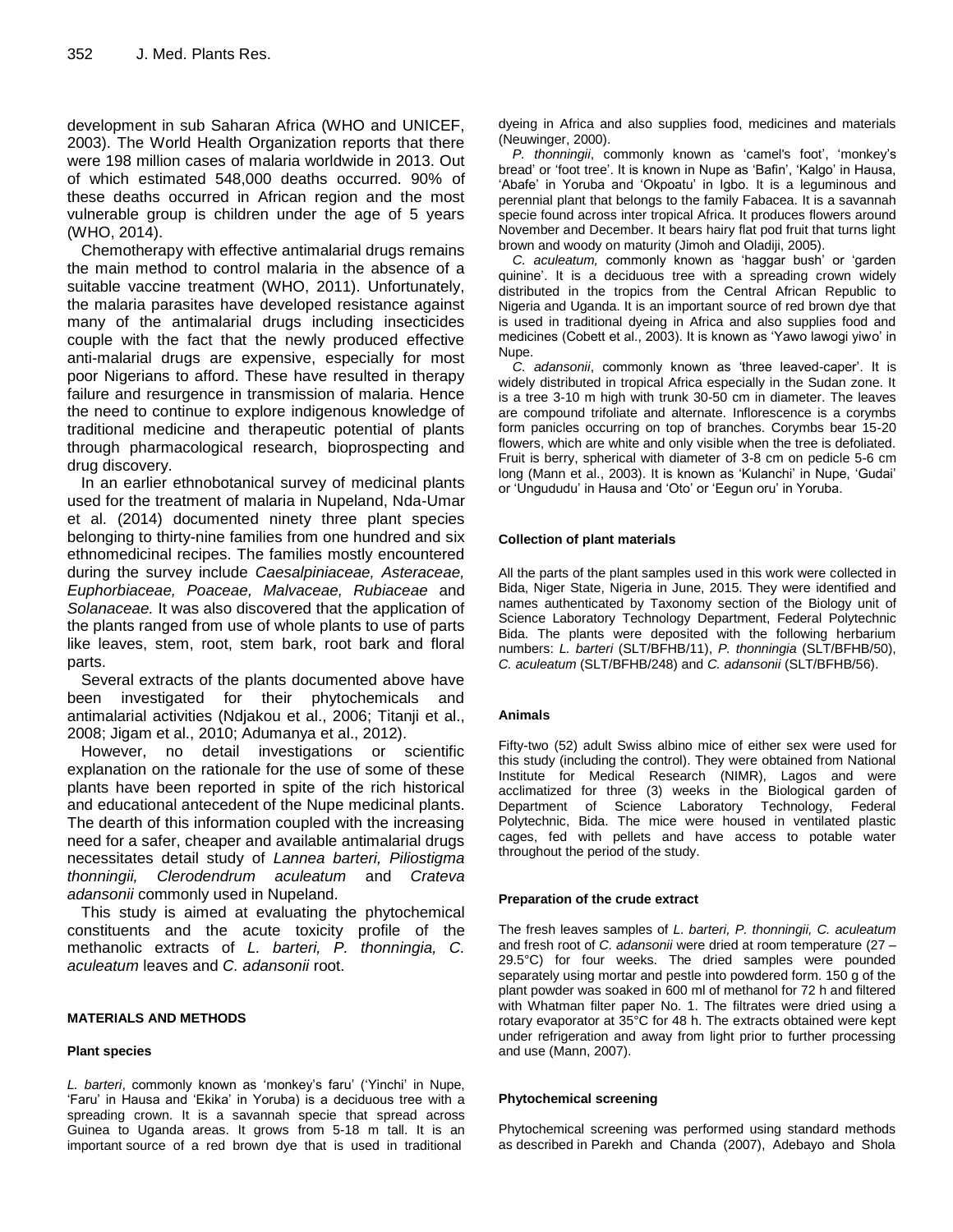development in sub Saharan Africa (WHO and UNICEF, 2003). The World Health Organization reports that there were 198 million cases of malaria worldwide in 2013. Out of which estimated 548,000 deaths occurred. 90% of these deaths occurred in African region and the most vulnerable group is children under the age of 5 years (WHO, 2014).

Chemotherapy with effective antimalarial drugs remains the main method to control malaria in the absence of a suitable vaccine treatment (WHO, 2011). Unfortunately, the malaria parasites have developed resistance against many of the antimalarial drugs including insecticides couple with the fact that the newly produced effective anti-malarial drugs are expensive, especially for most poor Nigerians to afford. These have resulted in therapy failure and resurgence in transmission of malaria. Hence the need to continue to explore indigenous knowledge of traditional medicine and therapeutic potential of plants through pharmacological research, bioprospecting and drug discovery.

In an earlier ethnobotanical survey of medicinal plants used for the treatment of malaria in Nupeland, Nda-Umar et al. (2014) documented ninety three plant species belonging to thirty-nine families from one hundred and six ethnomedicinal recipes. The families mostly encountered during the survey include *Caesalpiniaceae, Asteraceae, Euphorbiaceae, Poaceae, Malvaceae, Rubiaceae* and *Solanaceae.* It was also discovered that the application of the plants ranged from use of whole plants to use of parts like leaves, stem, root, stem bark, root bark and floral parts.

Several extracts of the plants documented above have been investigated for their phytochemicals and antimalarial activities (Ndjakou et al., 2006; Titanji et al., 2008; Jigam et al., 2010; Adumanya et al., 2012).

However, no detail investigations or scientific explanation on the rationale for the use of some of these plants have been reported in spite of the rich historical and educational antecedent of the Nupe medicinal plants. The dearth of this information coupled with the increasing need for a safer, cheaper and available antimalarial drugs necessitates detail study of *Lannea barteri, Piliostigma thonningii, Clerodendrum aculeatum* and *Crateva adansonii* commonly used in Nupeland.

This study is aimed at evaluating the phytochemical constituents and the acute toxicity profile of the methanolic extracts of *L. barteri, P. thonningia, C. aculeatum* leaves and *C. adansonii* root.

## MATERIALS AND METHODS

### Plant species

*L. barteri*, commonly known as 'monkey's faru' ('Yinchi' in Nupe, 'Faru' in Hausa and 'Ekika' in Yoruba) is a deciduous tree with a spreading crown. It is a savannah specie that spread across Guinea to Uganda areas. It grows from 5-18 m tall. It is an important source of a red brown dye that is used in traditional dyeing in Africa and also supplies food, medicines and materials (Neuwinger, 2000).

*P. thonningii*, commonly known as 'camel's foot', 'monkey's bread' or 'foot tree'. It is known in Nupe as 'Bafin', 'Kalgo' in Hausa, 'Abafe' in Yoruba and 'Okpoatu' in Igbo. It is a leguminous and perennial plant that belongs to the family Fabacea. It is a savannah specie found across inter tropical Africa. It produces flowers around November and December. It bears hairy flat pod fruit that turns light brown and woody on maturity (Jimoh and Oladiji, 2005).

*C. aculeatum,* commonly known as 'haggar bush' or 'garden quinine'. It is a deciduous tree with a spreading crown widely distributed in the tropics from the Central African Republic to Nigeria and Uganda. It is an important source of red brown dye that is used in traditional dyeing in Africa and also supplies food and medicines (Cobett et al., 2003). It is known as 'Yawo lawogi yiwo' in Nupe.

*C. adansonii*, commonly known as 'three leaved-caper'. It is widely distributed in tropical Africa especially in the Sudan zone. It is a tree 3-10 m high with trunk 30-50 cm in diameter. The leaves are compound trifoliate and alternate. Inflorescence is a corymbs form panicles occurring on top of branches. Corymbs bear 15-20 flowers, which are white and only visible when the tree is defoliated. Fruit is berry, spherical with diameter of 3-8 cm on pedicle 5-6 cm long (Mann et al., 2003). It is known as 'Kulanchi' in Nupe, 'Gudai' or 'Ungududu' in Hausa and 'Oto' or 'Eegun oru' in Yoruba.

### Collection of plant materials

All the parts of the plant samples used in this work were collected in Bida, Niger State, Nigeria in June, 2015. They were identified and names authenticated by Taxonomy section of the Biology unit of Science Laboratory Technology Department, Federal Polytechnic Bida. The plants were deposited with the following herbarium numbers: *L. barteri* (SLT/BFHB/11), *P. thonningia* (SLT/BFHB/50), *C. aculeatum* (SLT/BFHB/248) and *C. adansonii* (SLT/BFHB/56).

### Animals

Fifty-two (52) adult Swiss albino mice of either sex were used for this study (including the control). They were obtained from National Institute for Medical Research (NIMR), Lagos and were acclimatized for three (3) weeks in the Biological garden of Department of Science Laboratory Technology, Federal Polytechnic, Bida. The mice were housed in ventilated plastic cages, fed with pellets and have access to potable water throughout the period of the study.

### Preparation of the crude extract

The fresh leaves samples of *L. barteri, P. thonningii, C. aculeatum* and fresh root of *C. adansonii* were dried at room temperature (27 – 29.5°C) for four weeks. The dried samples were pounded separately using mortar and pestle into powdered form. 150 g of the plant powder was soaked in 600 ml of methanol for 72 h and filtered with Whatman filter paper No. 1. The filtrates were dried using a rotary evaporator at 35°C for 48 h. The extracts obtained were kept under refrigeration and away from light prior to further processing and use (Mann, 2007).

### Phytochemical screening

Phytochemical screening was performed using standard methods as described in Parekh and Chanda (2007), Adebayo and Shola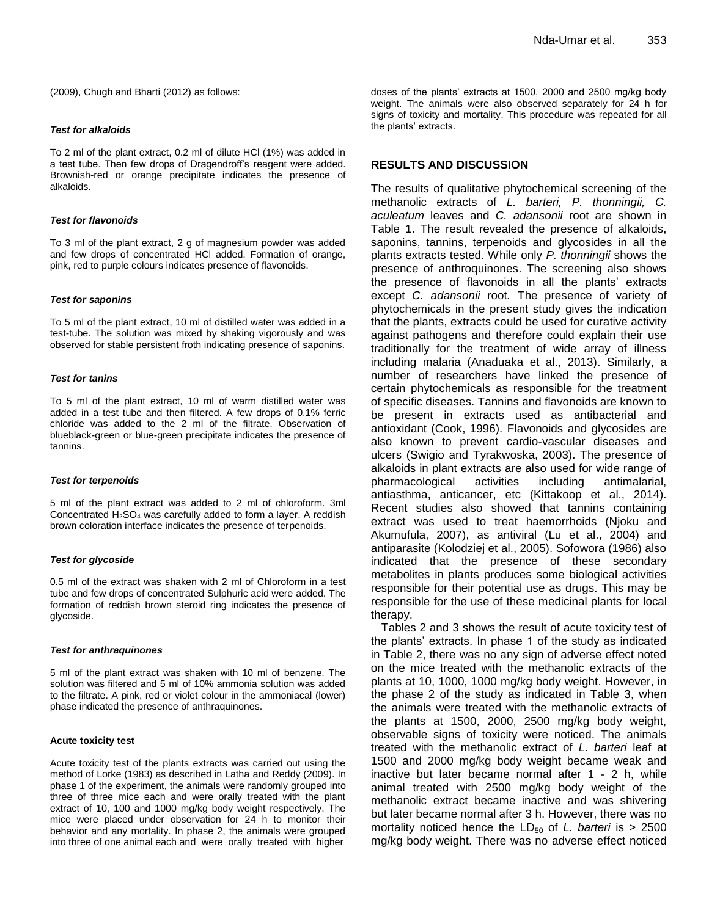(2009), Chugh and Bharti (2012) as follows:

#### *Test for alkaloids*

To 2 ml of the plant extract, 0.2 ml of dilute HCl (1%) was added in a test tube. Then few drops of Dragendroff's reagent were added. Brownish-red or orange precipitate indicates the presence of alkaloids.

#### *Test for flavonoids*

To 3 ml of the plant extract, 2 g of magnesium powder was added and few drops of concentrated HCl added. Formation of orange, pink, red to purple colours indicates presence of flavonoids.

#### *Test for saponins*

To 5 ml of the plant extract, 10 ml of distilled water was added in a test-tube. The solution was mixed by shaking vigorously and was observed for stable persistent froth indicating presence of saponins.

#### *Test for tanins*

To 5 ml of the plant extract, 10 ml of warm distilled water was added in a test tube and then filtered. A few drops of 0.1% ferric chloride was added to the 2 ml of the filtrate. Observation of blueblack-green or blue-green precipitate indicates the presence of tannins.

#### *Test for terpenoids*

5 ml of the plant extract was added to 2 ml of chloroform. 3ml Concentrated $H_2SO_4$ was carefully added to form a layer. A reddish brown coloration interface indicates the presence of terpenoids.

#### *Test for glycoside*

0.5 ml of the extract was shaken with 2 ml of Chloroform in a test tube and few drops of concentrated Sulphuric acid were added. The formation of reddish brown steroid ring indicates the presence of glycoside.

#### *Test for anthraquinones*

5 ml of the plant extract was shaken with 10 ml of benzene. The solution was filtered and 5 ml of 10% ammonia solution was added to the filtrate. A pink, red or violet colour in the ammoniacal (lower) phase indicated the presence of anthraquinones.

### **Acute toxicity test**

Acute toxicity test of the plants extracts was carried out using the method of Lorke (1983) as described in Latha and Reddy (2009). In phase 1 of the experiment, the animals were randomly grouped into three of three mice each and were orally treated with the plant extract of 10, 100 and 1000 mg/kg body weight respectively. The mice were placed under observation for 24 h to monitor their behavior and any mortality. In phase 2, the animals were grouped into three of one animal each and were orally treated with higher doses of the plants' extracts at 1500, 2000 and 2500 mg/kg body weight. The animals were also observed separately for 24 h for signs of toxicity and mortality. This procedure was repeated for all the plants' extracts.

## **RESULTS AND DISCUSSION**

The results of qualitative phytochemical screening of the methanolic extracts of *L. barteri, P. thonningii, C. aculeatum* leaves and *C. adansonii* root are shown in Table 1. The result revealed the presence of alkaloids, saponins, tannins, terpenoids and glycosides in all the plants extracts tested. While only *P. thonningii* shows the presence of anthroquinones. The screening also shows the presence of flavonoids in all the plants' extracts except *C. adansonii* root*.* The presence of variety of phytochemicals in the present study gives the indication that the plants, extracts could be used for curative activity against pathogens and therefore could explain their use traditionally for the treatment of wide array of illness including malaria (Anaduaka et al., 2013). Similarly, a number of researchers have linked the presence of certain phytochemicals as responsible for the treatment of specific diseases. Tannins and flavonoids are known to be present in extracts used as antibacterial and antioxidant (Cook, 1996). Flavonoids and glycosides are also known to prevent cardio-vascular diseases and ulcers (Swigio and Tyrakwoska, 2003). The presence of alkaloids in plant extracts are also used for wide range of pharmacological activities including antimalarial, antiasthma, anticancer, etc (Kittakoop et al., 2014). Recent studies also showed that tannins containing extract was used to treat haemorrhoids (Njoku and Akumufula, 2007), as antiviral (Lu et al., 2004) and antiparasite (Kolodziej et al., 2005). Sofowora (1986) also indicated that the presence of these secondary metabolites in plants produces some biological activities responsible for their potential use as drugs. This may be responsible for the use of these medicinal plants for local therapy.

Tables 2 and 3 shows the result of acute toxicity test of the plants' extracts. In phase 1 of the study as indicated in Table 2, there was no any sign of adverse effect noted on the mice treated with the methanolic extracts of the plants at 10, 1000, 1000 mg/kg body weight. However, in the phase 2 of the study as indicated in Table 3, when the animals were treated with the methanolic extracts of the plants at 1500, 2000, 2500 mg/kg body weight, observable signs of toxicity were noticed. The animals treated with the methanolic extract of *L. barteri* leaf at 1500 and 2000 mg/kg body weight became weak and inactive but later became normal after 1 - 2 h, while animal treated with 2500 mg/kg body weight of the methanolic extract became inactive and was shivering but later became normal after 3 h. However, there was no mortality noticed hence the $LD_{50}$ of *L. barteri* is > 2500 mg/kg body weight. There was no adverse effect noticed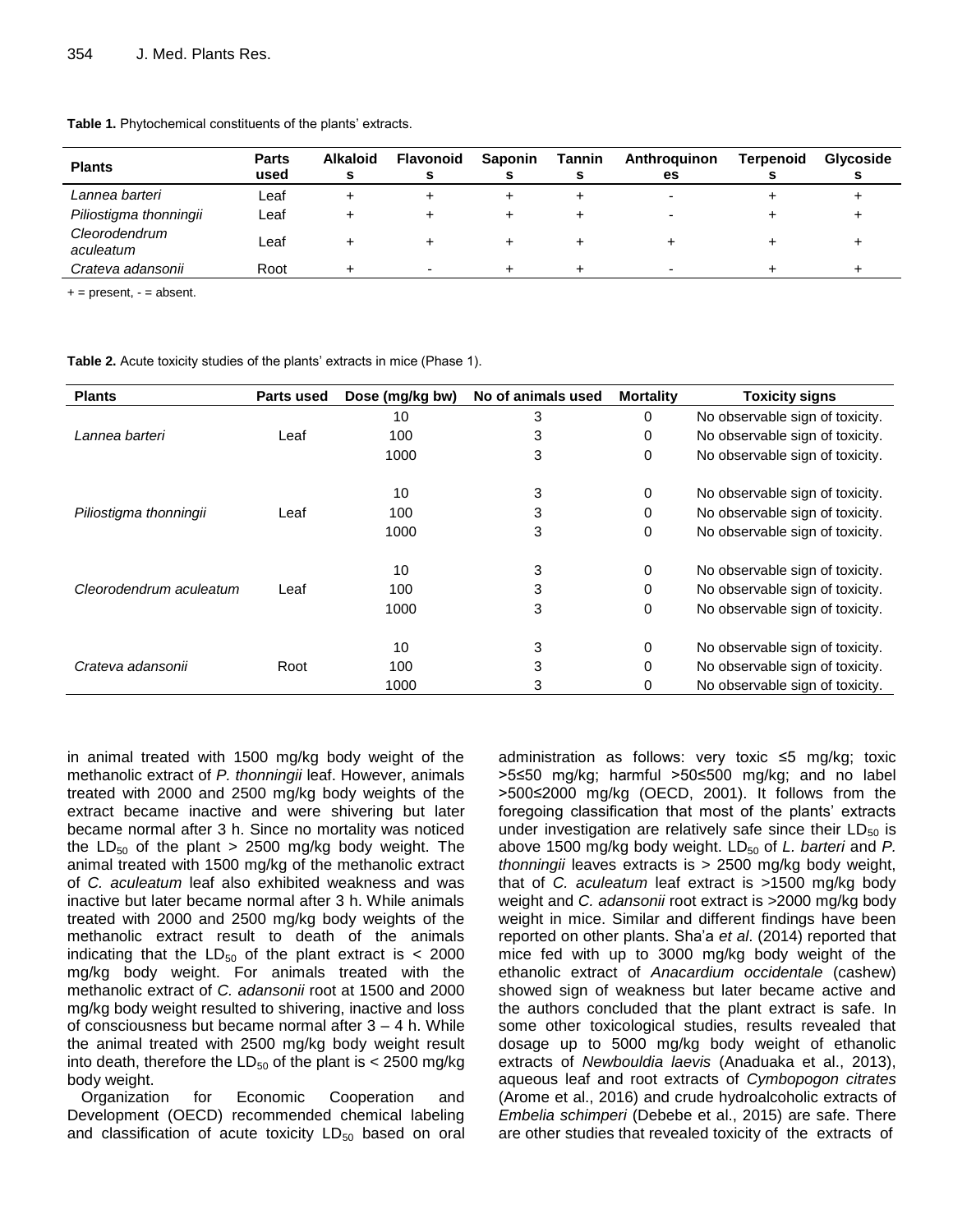**Table 1.** Phytochemical constituents of the plants' extracts.

| Plants | Parts used | Alkaloids | Flavonoids | Saponins | Tannins | Anthroquinones | Terpenoids | Glycosides |
|---|---|---|---|---|---|---|---|---|
| *Lannea barteri* | Leaf | + | + | + | + | - | + | + |
| *Piliostigma thonningii* | Leaf | + | + | + | + | - | + | + |
| *Cleorodendrum aculeatum* | Leaf | + | + | + | + | + | + | + |
| *Crateva adansonii* | Root | + | - | + | + | - | + | + |

+ = present, - = absent.

**Table 2.** Acute toxicity studies of the plants' extracts in mice (Phase 1).

| Plants | Parts used | Dose (mg/kg bw) | No of animals used | Mortality | Toxicity signs |
|---|---|---|---|---|---|
| *Lannea barteri* | Leaf | 10 | 3 | 0 | No observable sign of toxicity. |
| | | 100 | 3 | 0 | No observable sign of toxicity. |
| | | 1000 | 3 | 0 | No observable sign of toxicity. |
| *Piliostigma thonningii* | Leaf | 10 | 3 | 0 | No observable sign of toxicity. |
| | | 100 | 3 | 0 | No observable sign of toxicity. |
| | | 1000 | 3 | 0 | No observable sign of toxicity. |
| *Cleorodendrum aculeatum* | Leaf | 10 | 3 | 0 | No observable sign of toxicity. |
| | | 100 | 3 | 0 | No observable sign of toxicity. |
| | | 1000 | 3 | 0 | No observable sign of toxicity. |
| *Crateva adansonii* | Root | 10 | 3 | 0 | No observable sign of toxicity. |
| | | 100 | 3 | 0 | No observable sign of toxicity. |
| | | 1000 | 3 | 0 | No observable sign of toxicity. |

in animal treated with 1500 mg/kg body weight of the methanolic extract of *P. thonningii* leaf. However, animals treated with 2000 and 2500 mg/kg body weights of the extract became inactive and were shivering but later became normal after 3 h. Since no mortality was noticed the $LD_{50}$ of the plant > 2500 mg/kg body weight. The animal treated with 1500 mg/kg of the methanolic extract of *C. aculeatum* leaf also exhibited weakness and was inactive but later became normal after 3 h. While animals treated with 2000 and 2500 mg/kg body weights of the methanolic extract result to death of the animals indicating that the $LD_{50}$ of the plant extract is < 2000 mg/kg body weight. For animals treated with the methanolic extract of *C. adansonii* root at 1500 and 2000 mg/kg body weight resulted to shivering, inactive and loss of consciousness but became normal after 3 – 4 h. While the animal treated with 2500 mg/kg body weight result into death, therefore the $LD_{50}$ of the plant is < 2500 mg/kg body weight.

Organization for Economic Cooperation and Development (OECD) recommended chemical labeling and classification of acute toxicity $LD_{50}$ based on oral administration as follows: very toxic ≤5 mg/kg; toxic >5≤50 mg/kg; harmful >50≤500 mg/kg; and no label >500≤2000 mg/kg (OECD, 2001). It follows from the foregoing classification that most of the plants' extracts under investigation are relatively safe since their $LD_{50}$ is above 1500 mg/kg body weight. $LD_{50}$ of *L. barteri* and *P. thonningii* leaves extracts is > 2500 mg/kg body weight, that of *C. aculeatum* leaf extract is >1500 mg/kg body weight and *C. adansonii* root extract is >2000 mg/kg body weight in mice. Similar and different findings have been reported on other plants. Sha'a *et al*. (2014) reported that mice fed with up to 3000 mg/kg body weight of the ethanolic extract of *Anacardium occidentale* (cashew) showed sign of weakness but later became active and the authors concluded that the plant extract is safe. In some other toxicological studies, results revealed that dosage up to 5000 mg/kg body weight of ethanolic extracts of *Newbouldia laevis* (Anaduaka et al., 2013), aqueous leaf and root extracts of *Cymbopogon citrates* (Arome et al., 2016) and crude hydroalcoholic extracts of *Embelia schimperi* (Debebe et al., 2015) are safe. There are other studies that revealed toxicity of the extracts of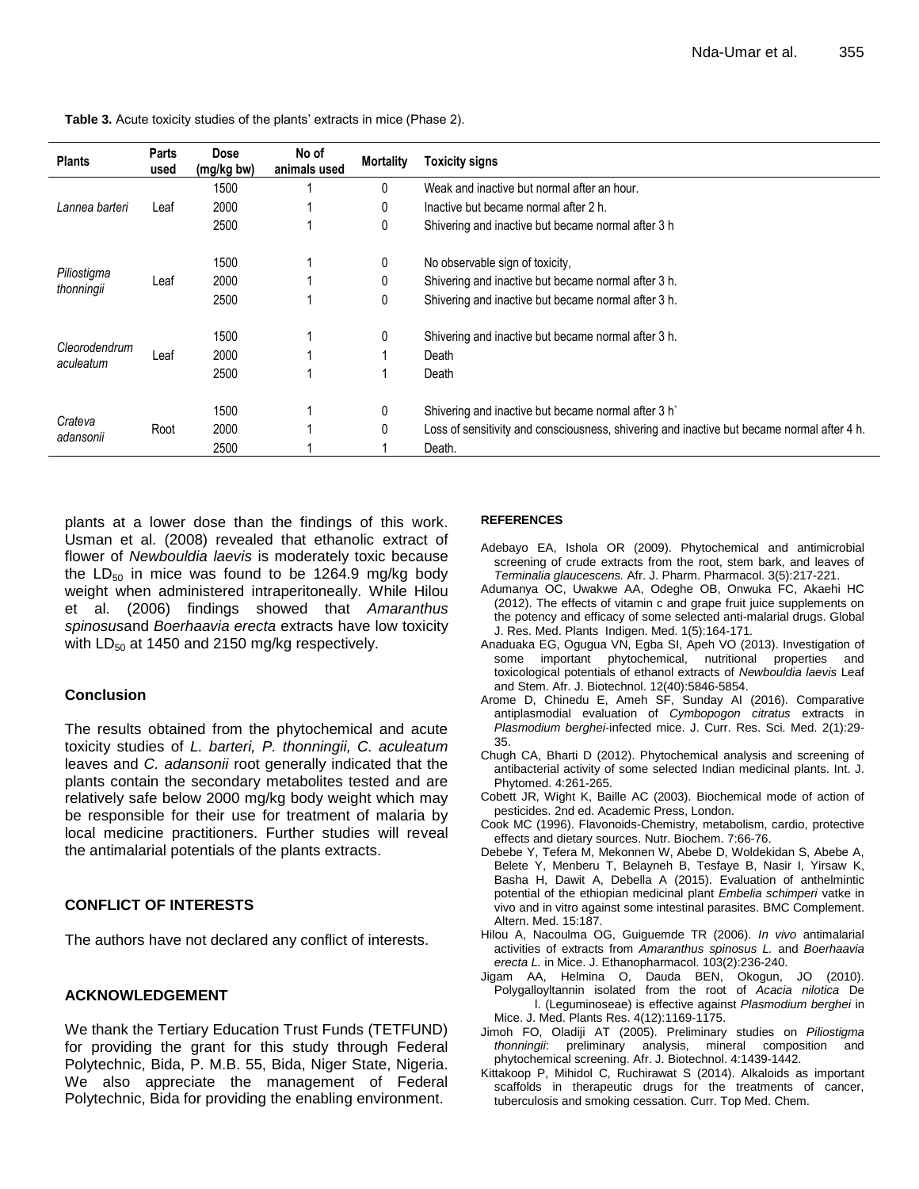**Table 3.** Acute toxicity studies of the plants' extracts in mice (Phase 2).

| Plants | Parts used | Dose (mg/kg bw) | No of animals used | Mortality | Toxicity signs |
|---|---|---|---|---|---|
| *Lannea barteri* | Leaf | 1500 | 1 | 0 | Weak and inactive but normal after an hour. |
| | | 2000 | 1 | 0 | Inactive but became normal after 2 h. |
| | | 2500 | 1 | 0 | Shivering and inactive but became normal after 3 h |
| *Piliostigma thonningii* | Leaf | 1500 | 1 | 0 | No observable sign of toxicity, |
| | | 2000 | 1 | 0 | Shivering and inactive but became normal after 3 h. |
| | | 2500 | 1 | 0 | Shivering and inactive but became normal after 3 h. |
| *Cleorodendrum aculeatum* | Leaf | 1500 | 1 | 0 | Shivering and inactive but became normal after 3 h. |
| | | 2000 | 1 | 1 | Death |
| | | 2500 | 1 | 1 | Death |
| *Crateva adansonii* | Root | 1500 | 1 | 0 | Shivering and inactive but became normal after 3 h` |
| | | 2000 | 1 | 0 | Loss of sensitivity and consciousness, shivering and inactive but became normal after 4 h. |
| | | 2500 | 1 | 1 | Death. |

plants at a lower dose than the findings of this work. Usman et al. (2008) revealed that ethanolic extract of flower of *Newbouldia laevis* is moderately toxic because the $LD_{50}$ in mice was found to be 1264.9 mg/kg body weight when administered intraperitoneally. While Hilou et al. (2006) findings showed that *Amaranthus spinosus*and *Boerhaavia erecta* extracts have low toxicity with $LD_{50}$ at 1450 and 2150 mg/kg respectively.

### Conclusion

The results obtained from the phytochemical and acute toxicity studies of *L. barteri, P. thonningii, C. aculeatum* leaves and *C. adansonii* root generally indicated that the plants contain the secondary metabolites tested and are relatively safe below 2000 mg/kg body weight which may be responsible for their use for treatment of malaria by local medicine practitioners. Further studies will reveal the antimalarial potentials of the plants extracts.

## CONFLICT OF INTERESTS

The authors have not declared any conflict of interests.

## ACKNOWLEDGEMENT

We thank the Tertiary Education Trust Funds (TETFUND) for providing the grant for this study through Federal Polytechnic, Bida, P. M.B. 55, Bida, Niger State, Nigeria. We also appreciate the management of Federal Polytechnic, Bida for providing the enabling environment.

## REFERENCES

Adebayo EA, Ishola OR (2009). Phytochemical and antimicrobial screening of crude extracts from the root, stem bark, and leaves of *Terminalia glaucescens.* Afr. J. Pharm. Pharmacol. 3(5):217-221.

Adumanya OC, Uwakwe AA, Odeghe OB, Onwuka FC, Akaehi HC (2012). The effects of vitamin c and grape fruit juice supplements on the potency and efficacy of some selected anti-malarial drugs. Global J. Res. Med. Plants Indigen. Med. 1(5):164-171.

Anaduaka EG, Ogugua VN, Egba SI, Apeh VO (2013). Investigation of some important phytochemical, nutritional properties and toxicological potentials of ethanol extracts of *Newbouldia laevis* Leaf and Stem. Afr. J. Biotechnol. 12(40):5846-5854.

Arome D, Chinedu E, Ameh SF, Sunday AI (2016). Comparative antiplasmodial evaluation of *Cymbopogon citratus* extracts in *Plasmodium berghei*-infected mice. J. Curr. Res. Sci. Med. 2(1):29-35.

Chugh CA, Bharti D (2012). Phytochemical analysis and screening of antibacterial activity of some selected Indian medicinal plants. Int. J. Phytomed. 4:261-265.

Cobett JR, Wight K, Baille AC (2003). Biochemical mode of action of pesticides. 2nd ed. Academic Press, London.

Cook MC (1996). Flavonoids-Chemistry, metabolism, cardio, protective effects and dietary sources. Nutr. Biochem. 7:66-76.

Debebe Y, Tefera M, Mekonnen W, Abebe D, Woldekidan S, Abebe A, Belete Y, Menberu T, Belayneh B, Tesfaye B, Nasir I, Yirsaw K, Basha H, Dawit A, Debella A (2015). Evaluation of anthelmintic potential of the ethiopian medicinal plant *Embelia schimperi* vatke in vivo and in vitro against some intestinal parasites. BMC Complement. Altern. Med. 15:187.

Hilou A, Nacoulma OG, Guiguemde TR (2006). *In vivo* antimalarial activities of extracts from *Amaranthus spinosus L.* and *Boerhaavia erecta L.* in Mice. J. Ethanopharmacol. 103(2):236-240.

Jigam AA, Helmina O, Dauda BEN, Okogun, JO (2010). Polygalloyltannin isolated from the root of *Acacia nilotica* De l. (Leguminoseae) is effective against *Plasmodium berghei* in Mice. J. Med. Plants Res. 4(12):1169-1175.

Jimoh FO, Oladiji AT (2005). Preliminary studies on *Piliostigma thonningii*: preliminary analysis, mineral composition and phytochemical screening. Afr. J. Biotechnol. 4:1439-1442.

Kittakoop P, Mihidol C, Ruchirawat S (2014). Alkaloids as important scaffolds in therapeutic drugs for the treatments of cancer, tuberculosis and smoking cessation. Curr. Top Med. Chem.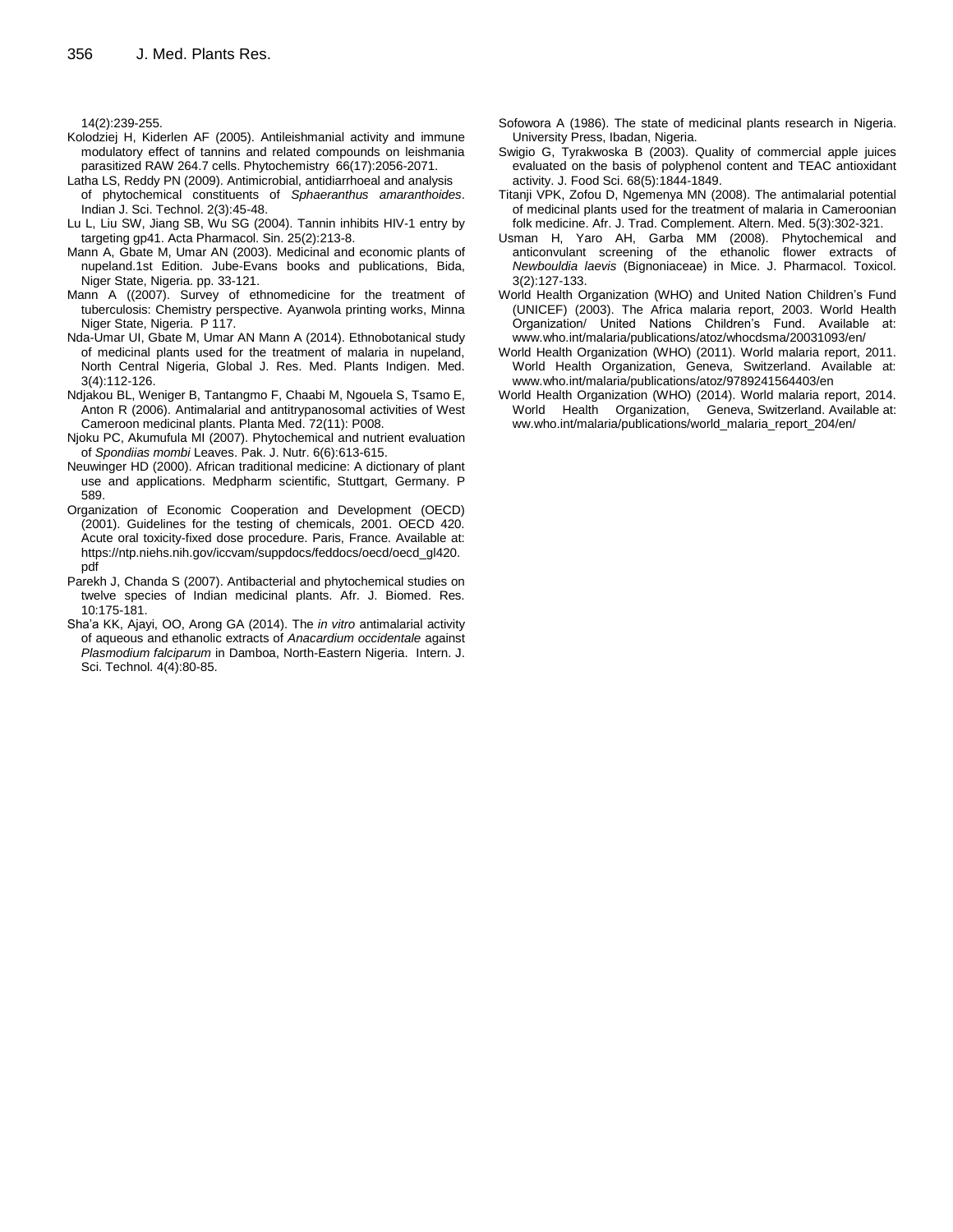14(2):239-255.

Kolodziej H, Kiderlen AF (2005). Antileishmanial activity and immune modulatory effect of tannins and related compounds on leishmania parasitized RAW 264.7 cells. Phytochemistry 66(17):2056-2071.

Latha LS, Reddy PN (2009). Antimicrobial, antidiarrhoeal and analysis of phytochemical constituents of *Sphaeranthus amaranthoides*. Indian J. Sci. Technol. 2(3):45-48.

Lu L, Liu SW, Jiang SB, Wu SG (2004). Tannin inhibits HIV-1 entry by targeting gp41. Acta Pharmacol. Sin. 25(2):213-8.

Mann A, Gbate M, Umar AN (2003). Medicinal and economic plants of nupeland.1st Edition. Jube-Evans books and publications, Bida, Niger State, Nigeria. pp. 33-121.

Mann A ((2007). Survey of ethnomedicine for the treatment of tuberculosis: Chemistry perspective. Ayanwola printing works, Minna Niger State, Nigeria. P 117.

Nda-Umar UI, Gbate M, Umar AN Mann A (2014). Ethnobotanical study of medicinal plants used for the treatment of malaria in nupeland, North Central Nigeria, Global J. Res. Med. Plants Indigen. Med. 3(4):112-126.

Ndjakou BL, Weniger B, Tantangmo F, Chaabi M, Ngouela S, Tsamo E, Anton R (2006). Antimalarial and antitrypanosomal activities of West Cameroon medicinal plants. Planta Med. 72(11): P008.

Njoku PC, Akumufula MI (2007). Phytochemical and nutrient evaluation of *Spondiias mombi* Leaves. Pak. J. Nutr. 6(6):613-615.

Neuwinger HD (2000). African traditional medicine: A dictionary of plant use and applications. Medpharm scientific, Stuttgart, Germany. P 589.

Organization of Economic Cooperation and Development (OECD) (2001). Guidelines for the testing of chemicals, 2001. OECD 420. Acute oral toxicity-fixed dose procedure. Paris, France. Available at: https://ntp.niehs.nih.gov/iccvam/suppdocs/feddocs/oecd/oecd_gl420.pdf

Parekh J, Chanda S (2007). Antibacterial and phytochemical studies on twelve species of Indian medicinal plants. Afr. J. Biomed. Res. 10:175-181.

Sha'a KK, Ajayi, OO, Arong GA (2014). The *in vitro* antimalarial activity of aqueous and ethanolic extracts of *Anacardium occidentale* against *Plasmodium falciparum* in Damboa, North-Eastern Nigeria. Intern. J. Sci. Technol. 4(4):80-85.

Sofowora A (1986). The state of medicinal plants research in Nigeria. University Press, Ibadan, Nigeria.

Swigio G, Tyrakwoska B (2003). Quality of commercial apple juices evaluated on the basis of polyphenol content and TEAC antioxidant activity. J. Food Sci. 68(5):1844-1849.

Titanji VPK, Zofou D, Ngemenya MN (2008). The antimalarial potential of medicinal plants used for the treatment of malaria in Cameroonian folk medicine. Afr. J. Trad. Complement. Altern. Med. 5(3):302-321.

Usman H, Yaro AH, Garba MM (2008). Phytochemical and anticonvulant screening of the ethanolic flower extracts of *Newbouldia laevis* (Bignoniaceae) in Mice. J. Pharmacol. Toxicol. 3(2):127-133.

World Health Organization (WHO) and United Nation Children's Fund (UNICEF) (2003). The Africa malaria report, 2003. World Health Organization/ United Nations Children's Fund. Available at: www.who.int/malaria/publications/atoz/whocdsma/20031093/en/

World Health Organization (WHO) (2011). World malaria report, 2011. World Health Organization, Geneva, Switzerland. Available at: www.who.int/malaria/publications/atoz/9789241564403/en

World Health Organization (WHO) (2014). World malaria report, 2014. World Health Organization, Geneva, Switzerland. Available at: ww.who.int/malaria/publications/world_malaria_report_204/en/